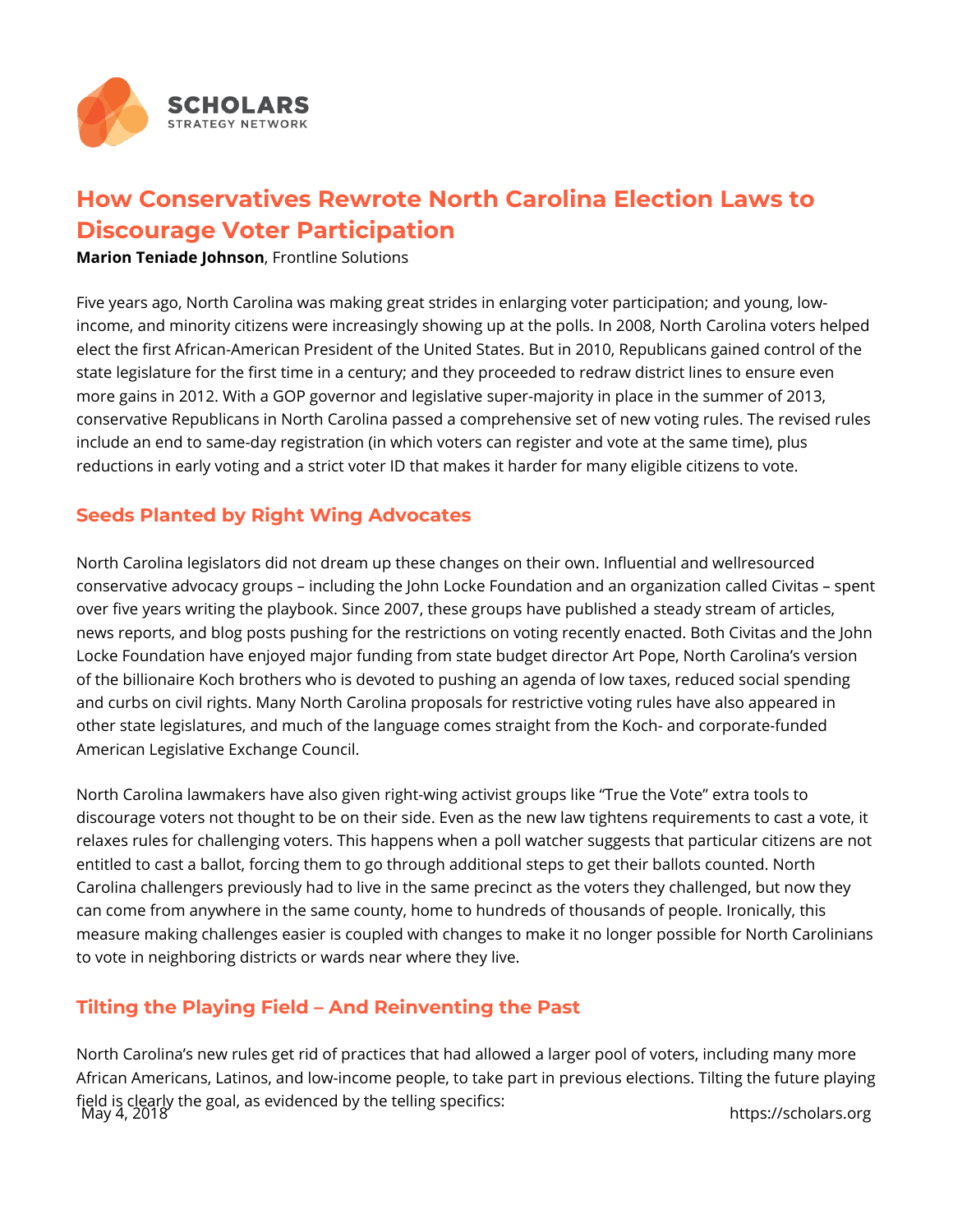# How Conservatives Rewrote North Carolina Election Laws to Discourage Voter Participation

**Marion Teniade Johnson**, Frontline Solutions

Five years ago, North Carolina was making great strides in enlarging voter participation; and young, low-income, and minority citizens were increasingly showing up at the polls. In 2008, North Carolina voters helped elect the first African-American President of the United States. But in 2010, Republicans gained control of the state legislature for the first time in a century; and they proceeded to redraw district lines to ensure even more gains in 2012. With a GOP governor and legislative super-majority in place in the summer of 2013, conservative Republicans in North Carolina passed a comprehensive set of new voting rules. The revised rules include an end to same-day registration (in which voters can register and vote at the same time), plus reductions in early voting and a strict voter ID that makes it harder for many eligible citizens to vote.

## Seeds Planted by Right Wing Advocates

North Carolina legislators did not dream up these changes on their own. Influential and wellresourced conservative advocacy groups – including the John Locke Foundation and an organization called Civitas – spent over five years writing the playbook. Since 2007, these groups have published a steady stream of articles, news reports, and blog posts pushing for the restrictions on voting recently enacted. Both Civitas and the John Locke Foundation have enjoyed major funding from state budget director Art Pope, North Carolina's version of the billionaire Koch brothers who is devoted to pushing an agenda of low taxes, reduced social spending and curbs on civil rights. Many North Carolina proposals for restrictive voting rules have also appeared in other state legislatures, and much of the language comes straight from the Koch- and corporate-funded American Legislative Exchange Council.

North Carolina lawmakers have also given right-wing activist groups like "True the Vote" extra tools to discourage voters not thought to be on their side. Even as the new law tightens requirements to cast a vote, it relaxes rules for challenging voters. This happens when a poll watcher suggests that particular citizens are not entitled to cast a ballot, forcing them to go through additional steps to get their ballots counted. North Carolina challengers previously had to live in the same precinct as the voters they challenged, but now they can come from anywhere in the same county, home to hundreds of thousands of people. Ironically, this measure making challenges easier is coupled with changes to make it no longer possible for North Carolinians to vote in neighboring districts or wards near where they live.

## Tilting the Playing Field – And Reinventing the Past

North Carolina's new rules get rid of practices that had allowed a larger pool of voters, including many more African Americans, Latinos, and low-income people, to take part in previous elections. Tilting the future playing field is clearly the goal, as evidenced by the telling specifics: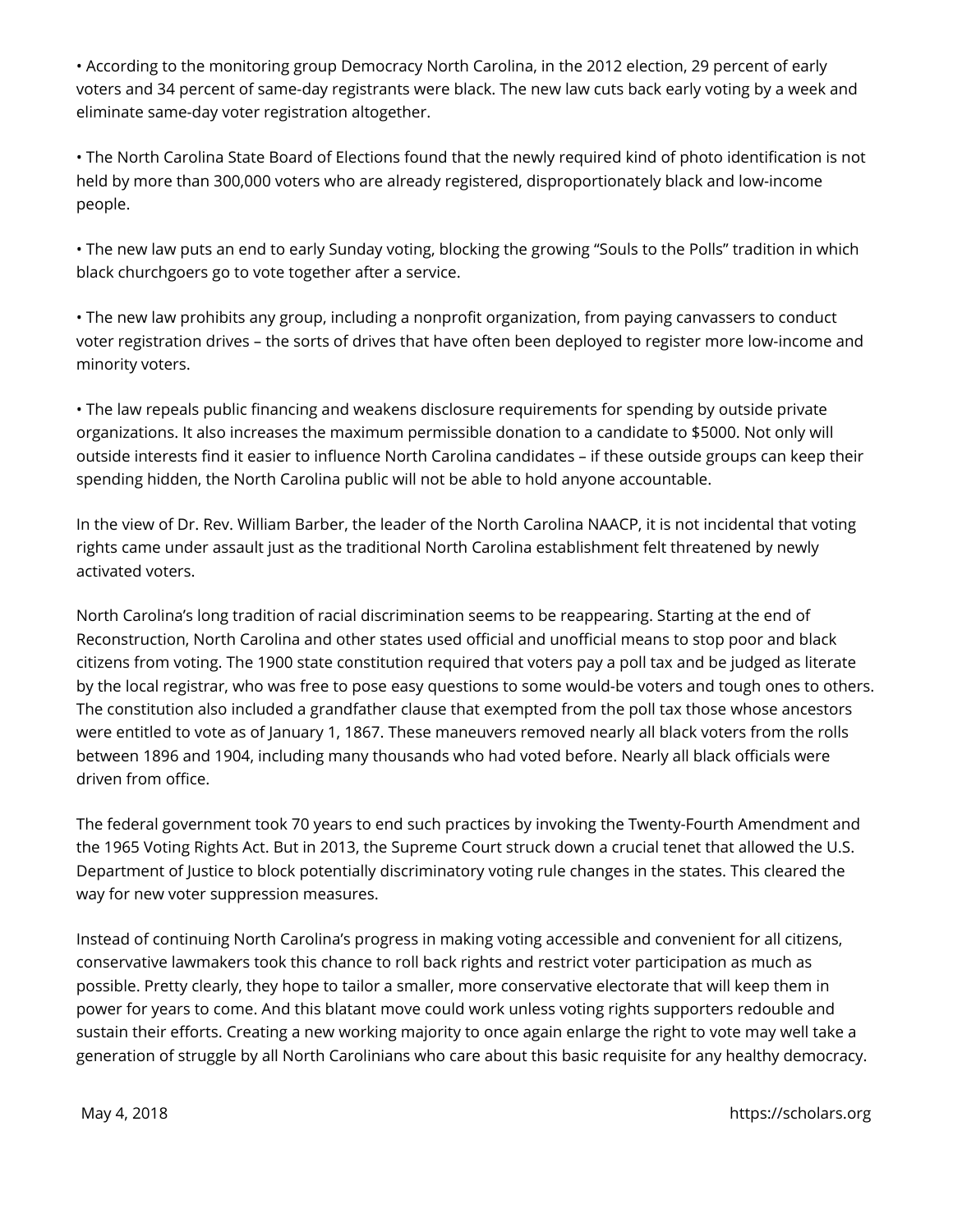- According to the monitoring group Democracy North Carolina, in the 2012 election, 29 percent of early voters and 34 percent of same-day registrants were black. The new law cuts back early voting by a week and eliminate same-day voter registration altogether.

- The North Carolina State Board of Elections found that the newly required kind of photo identification is not held by more than 300,000 voters who are already registered, disproportionately black and low-income people.

- The new law puts an end to early Sunday voting, blocking the growing "Souls to the Polls" tradition in which black churchgoers go to vote together after a service.

- The new law prohibits any group, including a nonprofit organization, from paying canvassers to conduct voter registration drives – the sorts of drives that have often been deployed to register more low-income and minority voters.

- The law repeals public financing and weakens disclosure requirements for spending by outside private organizations. It also increases the maximum permissible donation to a candidate to $5000. Not only will outside interests find it easier to influence North Carolina candidates – if these outside groups can keep their spending hidden, the North Carolina public will not be able to hold anyone accountable.

In the view of Dr. Rev. William Barber, the leader of the North Carolina NAACP, it is not incidental that voting rights came under assault just as the traditional North Carolina establishment felt threatened by newly activated voters.

North Carolina's long tradition of racial discrimination seems to be reappearing. Starting at the end of Reconstruction, North Carolina and other states used official and unofficial means to stop poor and black citizens from voting. The 1900 state constitution required that voters pay a poll tax and be judged as literate by the local registrar, who was free to pose easy questions to some would-be voters and tough ones to others. The constitution also included a grandfather clause that exempted from the poll tax those whose ancestors were entitled to vote as of January 1, 1867. These maneuvers removed nearly all black voters from the rolls between 1896 and 1904, including many thousands who had voted before. Nearly all black officials were driven from office.

The federal government took 70 years to end such practices by invoking the Twenty-Fourth Amendment and the 1965 Voting Rights Act. But in 2013, the Supreme Court struck down a crucial tenet that allowed the U.S. Department of Justice to block potentially discriminatory voting rule changes in the states. This cleared the way for new voter suppression measures.

Instead of continuing North Carolina's progress in making voting accessible and convenient for all citizens, conservative lawmakers took this chance to roll back rights and restrict voter participation as much as possible. Pretty clearly, they hope to tailor a smaller, more conservative electorate that will keep them in power for years to come. And this blatant move could work unless voting rights supporters redouble and sustain their efforts. Creating a new working majority to once again enlarge the right to vote may well take a generation of struggle by all North Carolinians who care about this basic requisite for any healthy democracy.